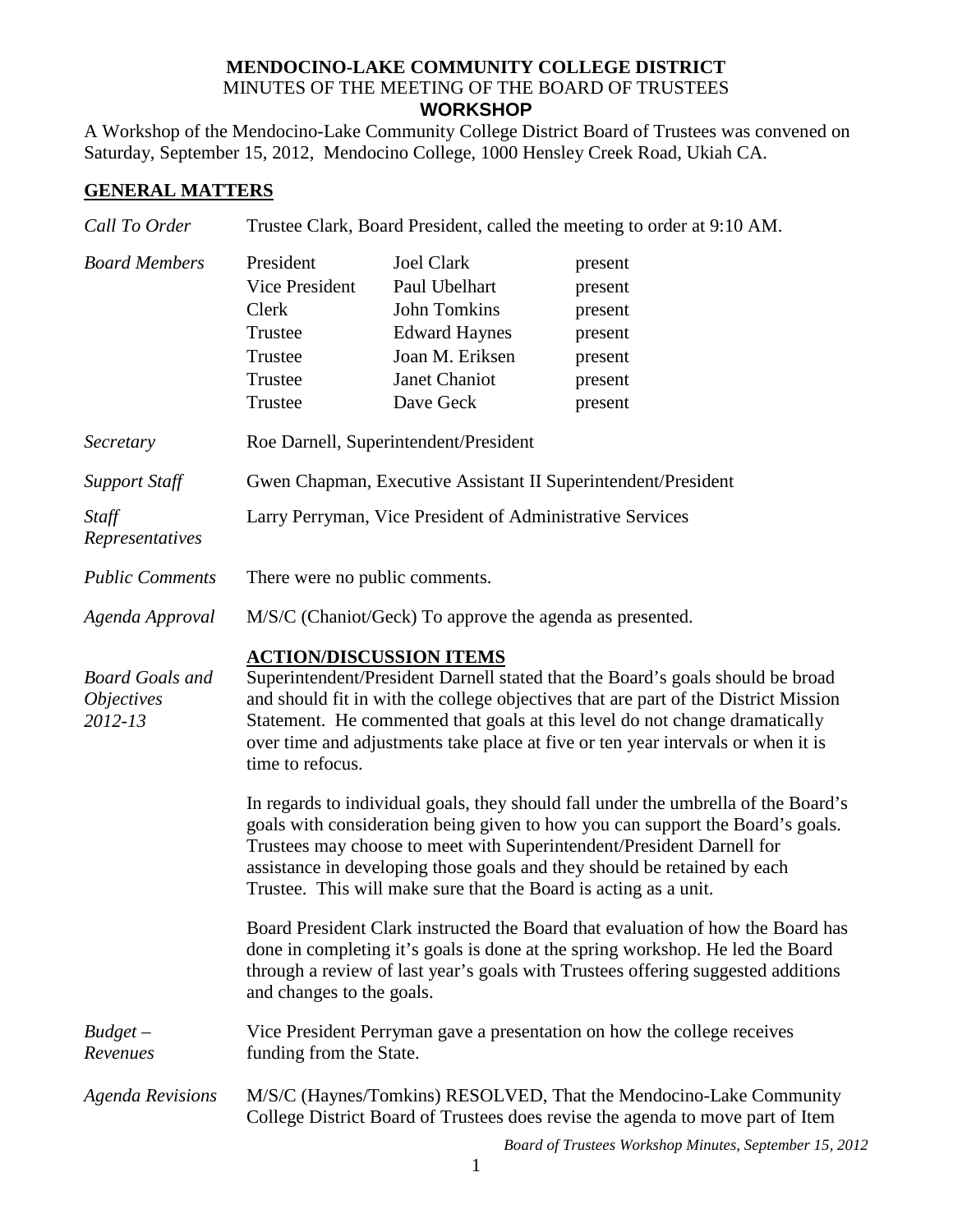**MENDOCINO-LAKE COMMUNITY COLLEGE DISTRICT**
MINUTES OF THE MEETING OF THE BOARD OF TRUSTEES
**WORKSHOP**

A Workshop of the Mendocino-Lake Community College District Board of Trustees was convened on Saturday, September 15, 2012, Mendocino College, 1000 Hensley Creek Road, Ukiah CA.

## GENERAL MATTERS

*Call To Order* — Trustee Clark, Board President, called the meeting to order at 9:10 AM.

*Board Members*

| | | |
|---|---|---|
| President | Joel Clark | present |
| Vice President | Paul Ubelhart | present |
| Clerk | John Tomkins | present |
| Trustee | Edward Haynes | present |
| Trustee | Joan M. Eriksen | present |
| Trustee | Janet Chaniot | present |
| Trustee | Dave Geck | present |

*Secretary* — Roe Darnell, Superintendent/President

*Support Staff* — Gwen Chapman, Executive Assistant II Superintendent/President

*Staff Representatives* — Larry Perryman, Vice President of Administrative Services

*Public Comments* — There were no public comments.

*Agenda Approval* — M/S/C (Chaniot/Geck) To approve the agenda as presented.

## ACTION/DISCUSSION ITEMS

*Board Goals and Objectives 2012-13*

Superintendent/President Darnell stated that the Board's goals should be broad and should fit in with the college objectives that are part of the District Mission Statement. He commented that goals at this level do not change dramatically over time and adjustments take place at five or ten year intervals or when it is time to refocus.

In regards to individual goals, they should fall under the umbrella of the Board's goals with consideration being given to how you can support the Board's goals. Trustees may choose to meet with Superintendent/President Darnell for assistance in developing those goals and they should be retained by each Trustee. This will make sure that the Board is acting as a unit.

Board President Clark instructed the Board that evaluation of how the Board has done in completing it's goals is done at the spring workshop. He led the Board through a review of last year's goals with Trustees offering suggested additions and changes to the goals.

*Budget – Revenues* — Vice President Perryman gave a presentation on how the college receives funding from the State.

*Agenda Revisions* — M/S/C (Haynes/Tomkins) RESOLVED, That the Mendocino-Lake Community College District Board of Trustees does revise the agenda to move part of Item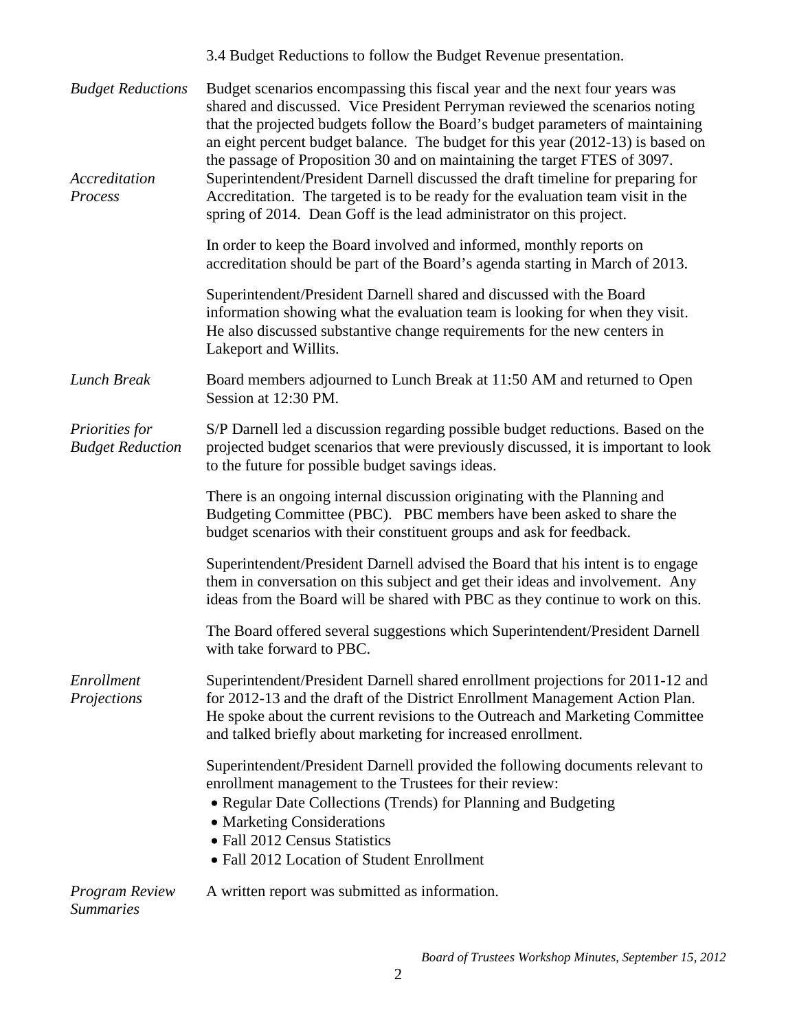3.4 Budget Reductions to follow the Budget Revenue presentation.

*Budget Reductions*

Budget scenarios encompassing this fiscal year and the next four years was shared and discussed. Vice President Perryman reviewed the scenarios noting that the projected budgets follow the Board's budget parameters of maintaining an eight percent budget balance. The budget for this year (2012-13) is based on the passage of Proposition 30 and on maintaining the target FTES of 3097.

*Accreditation Process*

Superintendent/President Darnell discussed the draft timeline for preparing for Accreditation. The targeted is to be ready for the evaluation team visit in the spring of 2014. Dean Goff is the lead administrator on this project.

In order to keep the Board involved and informed, monthly reports on accreditation should be part of the Board's agenda starting in March of 2013.

Superintendent/President Darnell shared and discussed with the Board information showing what the evaluation team is looking for when they visit. He also discussed substantive change requirements for the new centers in Lakeport and Willits.

*Lunch Break*

Board members adjourned to Lunch Break at 11:50 AM and returned to Open Session at 12:30 PM.

*Priorities for Budget Reduction*

S/P Darnell led a discussion regarding possible budget reductions. Based on the projected budget scenarios that were previously discussed, it is important to look to the future for possible budget savings ideas.

There is an ongoing internal discussion originating with the Planning and Budgeting Committee (PBC). PBC members have been asked to share the budget scenarios with their constituent groups and ask for feedback.

Superintendent/President Darnell advised the Board that his intent is to engage them in conversation on this subject and get their ideas and involvement. Any ideas from the Board will be shared with PBC as they continue to work on this.

The Board offered several suggestions which Superintendent/President Darnell with take forward to PBC.

*Enrollment Projections*

Superintendent/President Darnell shared enrollment projections for 2011-12 and for 2012-13 and the draft of the District Enrollment Management Action Plan. He spoke about the current revisions to the Outreach and Marketing Committee and talked briefly about marketing for increased enrollment.

Superintendent/President Darnell provided the following documents relevant to enrollment management to the Trustees for their review:

- Regular Date Collections (Trends) for Planning and Budgeting
- Marketing Considerations
- Fall 2012 Census Statistics
- Fall 2012 Location of Student Enrollment

*Program Review Summaries*

A written report was submitted as information.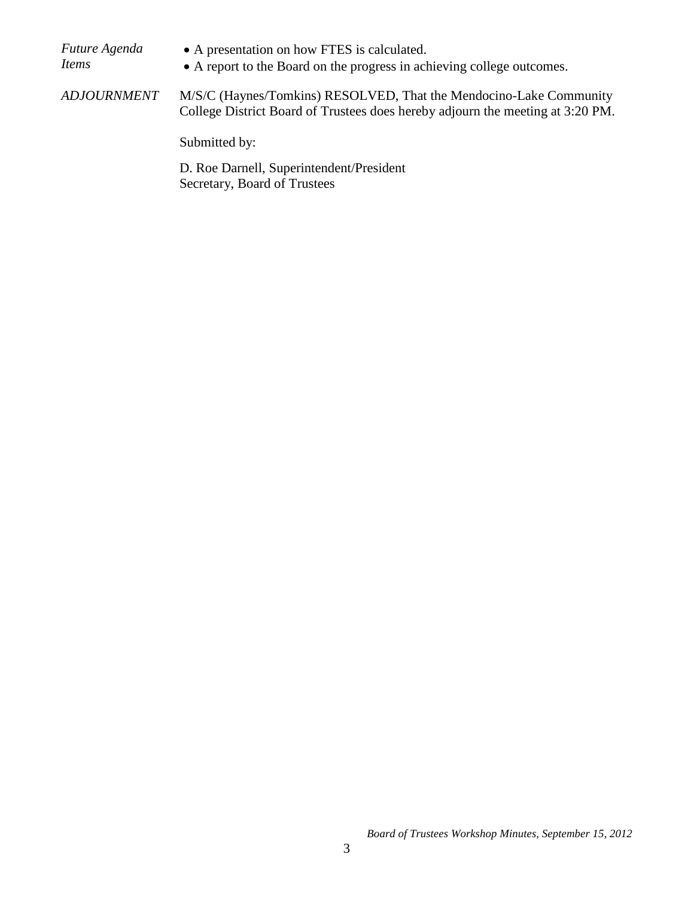*Future Agenda Items*

- A presentation on how FTES is calculated.
- A report to the Board on the progress in achieving college outcomes.

*ADJOURNMENT*

M/S/C (Haynes/Tomkins) RESOLVED, That the Mendocino-Lake Community College District Board of Trustees does hereby adjourn the meeting at 3:20 PM.

Submitted by:

D. Roe Darnell, Superintendent/President
Secretary, Board of Trustees